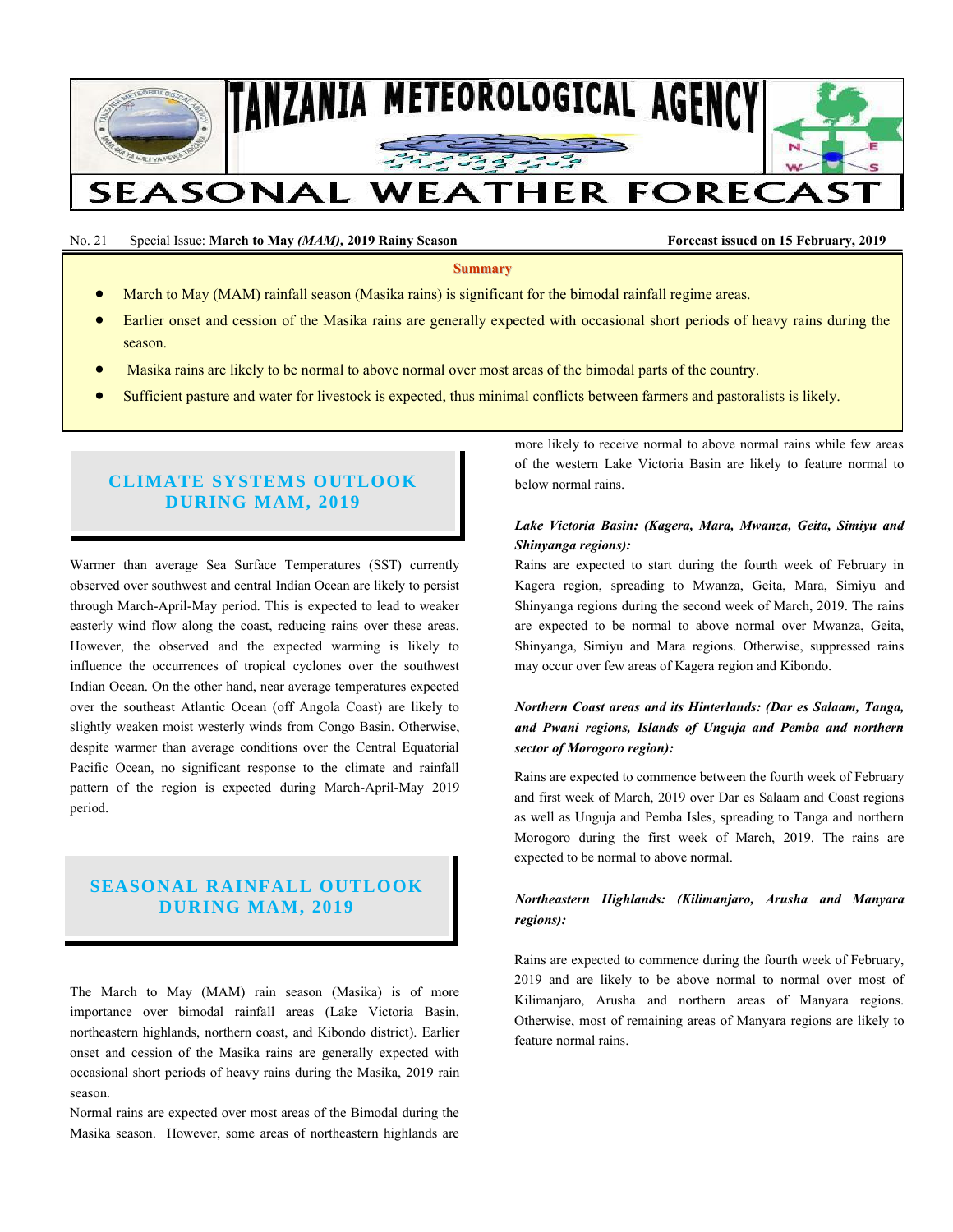# TANZANIA METEOROLOGICAL AGENCY

# SEASONAL WEATHER FORECAST

No. 21 Special Issue: **March to May *(MAM)*, 2019 Rainy Season** **Forecast issued on 15 February, 2019**

**Summary**

- March to May (MAM) rainfall season (Masika rains) is significant for the bimodal rainfall regime areas.
- Earlier onset and cession of the Masika rains are generally expected with occasional short periods of heavy rains during the season.
- Masika rains are likely to be normal to above normal over most areas of the bimodal parts of the country.
- Sufficient pasture and water for livestock is expected, thus minimal conflicts between farmers and pastoralists is likely.

## CLIMATE SYSTEMS OUTLOOK DURING MAM, 2019

Warmer than average Sea Surface Temperatures (SST) currently observed over southwest and central Indian Ocean are likely to persist through March-April-May period. This is expected to lead to weaker easterly wind flow along the coast, reducing rains over these areas. However, the observed and the expected warming is likely to influence the occurrences of tropical cyclones over the southwest Indian Ocean. On the other hand, near average temperatures expected over the southeast Atlantic Ocean (off Angola Coast) are likely to slightly weaken moist westerly winds from Congo Basin. Otherwise, despite warmer than average conditions over the Central Equatorial Pacific Ocean, no significant response to the climate and rainfall pattern of the region is expected during March-April-May 2019 period.

## SEASONAL RAINFALL OUTLOOK DURING MAM, 2019

The March to May (MAM) rain season (Masika) is of more importance over bimodal rainfall areas (Lake Victoria Basin, northeastern highlands, northern coast, and Kibondo district). Earlier onset and cession of the Masika rains are generally expected with occasional short periods of heavy rains during the Masika, 2019 rain season.

Normal rains are expected over most areas of the Bimodal during the Masika season. However, some areas of northeastern highlands are more likely to receive normal to above normal rains while few areas of the western Lake Victoria Basin are likely to feature normal to below normal rains.

***Lake Victoria Basin: (Kagera, Mara, Mwanza, Geita, Simiyu and Shinyanga regions):***

Rains are expected to start during the fourth week of February in Kagera region, spreading to Mwanza, Geita, Mara, Simiyu and Shinyanga regions during the second week of March, 2019. The rains are expected to be normal to above normal over Mwanza, Geita, Shinyanga, Simiyu and Mara regions. Otherwise, suppressed rains may occur over few areas of Kagera region and Kibondo.

***Northern Coast areas and its Hinterlands: (Dar es Salaam, Tanga, and Pwani regions, Islands of Unguja and Pemba and northern sector of Morogoro region):***

Rains are expected to commence between the fourth week of February and first week of March, 2019 over Dar es Salaam and Coast regions as well as Unguja and Pemba Isles, spreading to Tanga and northern Morogoro during the first week of March, 2019. The rains are expected to be normal to above normal.

***Northeastern Highlands: (Kilimanjaro, Arusha and Manyara regions):***

Rains are expected to commence during the fourth week of February, 2019 and are likely to be above normal to normal over most of Kilimanjaro, Arusha and northern areas of Manyara regions. Otherwise, most of remaining areas of Manyara regions are likely to feature normal rains.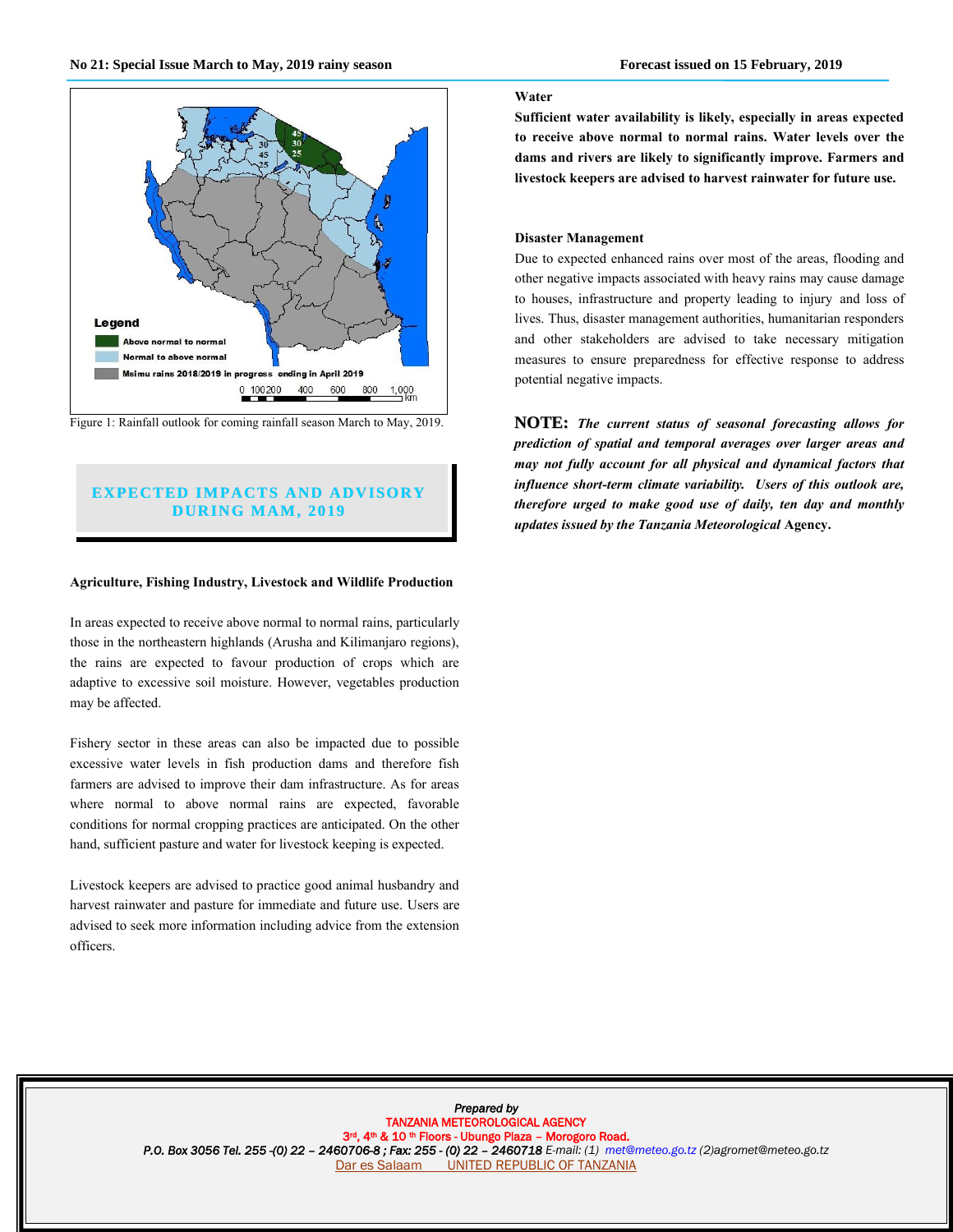Legend

Above normal to normal

Normal to above normal

Msimu rains 2018/2019 in progress ending in April 2019

0 100 200 400 600 800 1,000 km

45
30
25

30
45
25

Figure 1: Rainfall outlook for coming rainfall season March to May, 2019.

## EXPECTED IMPACTS AND ADVISORY DURING MAM, 2019

### Agriculture, Fishing Industry, Livestock and Wildlife Production

In areas expected to receive above normal to normal rains, particularly those in the northeastern highlands (Arusha and Kilimanjaro regions), the rains are expected to favour production of crops which are adaptive to excessive soil moisture. However, vegetables production may be affected.

Fishery sector in these areas can also be impacted due to possible excessive water levels in fish production dams and therefore fish farmers are advised to improve their dam infrastructure. As for areas where normal to above normal rains are expected, favorable conditions for normal cropping practices are anticipated. On the other hand, sufficient pasture and water for livestock keeping is expected.

Livestock keepers are advised to practice good animal husbandry and harvest rainwater and pasture for immediate and future use. Users are advised to seek more information including advice from the extension officers.

### Water

**Sufficient water availability is likely, especially in areas expected to receive above normal to normal rains. Water levels over the dams and rivers are likely to significantly improve. Farmers and livestock keepers are advised to harvest rainwater for future use.**

### Disaster Management

Due to expected enhanced rains over most of the areas, flooding and other negative impacts associated with heavy rains may cause damage to houses, infrastructure and property leading to injury and loss of lives. Thus, disaster management authorities, humanitarian responders and other stakeholders are advised to take necessary mitigation measures to ensure preparedness for effective response to address potential negative impacts.

**NOTE:** ***The current status of seasonal forecasting allows for prediction of spatial and temporal averages over larger areas and may not fully account for all physical and dynamical factors that influence short-term climate variability. Users of this outlook are, therefore urged to make good use of daily, ten day and monthly updates issued by the Tanzania Meteorological* Agency.**

*Prepared by*
TANZANIA METEOROLOGICAL AGENCY
3rd, 4th & 10th Floors - Ubungo Plaza – Morogoro Road.
*P.O. Box 3056 Tel. 255 -(0) 22 – 2460706-8 ; Fax: 255 - (0) 22 – 2460718 E-mail: (1) met@meteo.go.tz (2)agromet@meteo.go.tz*
Dar es Salaam UNITED REPUBLIC OF TANZANIA